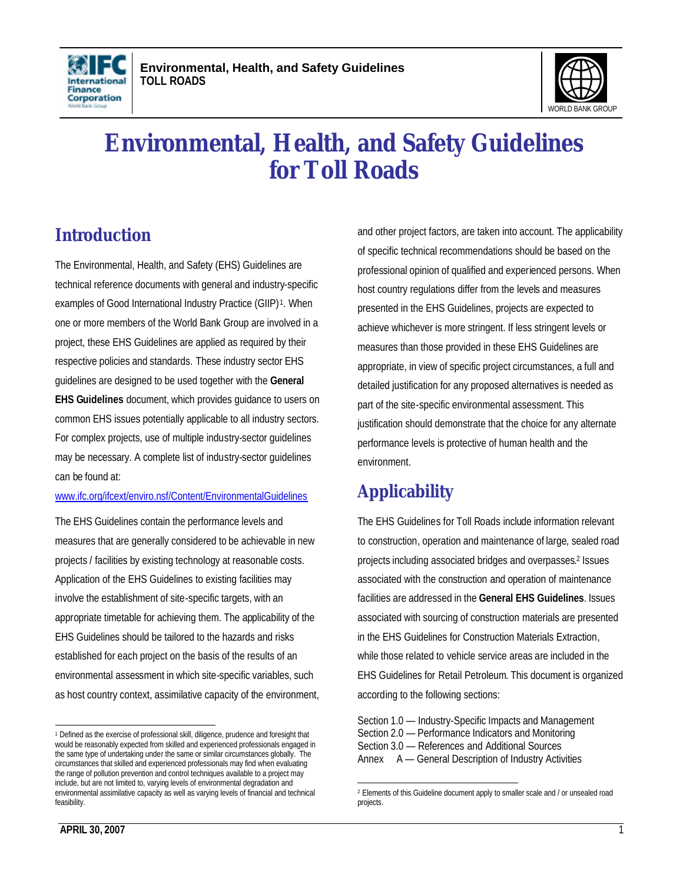# Environmental, Health, and Safety Guidelines for Toll Roads

## Introduction

The Environmental, Health, and Safety (EHS) Guidelines are technical reference documents with general and industry-specific examples of Good International Industry Practice (GIIP)[1]. When one or more members of the World Bank Group are involved in a project, these EHS Guidelines are applied as required by their respective policies and standards. These industry sector EHS guidelines are designed to be used together with the **General EHS Guidelines** document, which provides guidance to users on common EHS issues potentially applicable to all industry sectors. For complex projects, use of multiple industry-sector guidelines may be necessary. A complete list of industry-sector guidelines can be found at: www.ifc.org/ifcext/enviro.nsf/Content/EnvironmentalGuidelines

The EHS Guidelines contain the performance levels and measures that are generally considered to be achievable in new projects / facilities by existing technology at reasonable costs. Application of the EHS Guidelines to existing facilities may involve the establishment of site-specific targets, with an appropriate timetable for achieving them. The applicability of the EHS Guidelines should be tailored to the hazards and risks established for each project on the basis of the results of an environmental assessment in which site-specific variables, such as host country context, assimilative capacity of the environment, and other project factors, are taken into account. The applicability of specific technical recommendations should be based on the professional opinion of qualified and experienced persons. When host country regulations differ from the levels and measures presented in the EHS Guidelines, projects are expected to achieve whichever is more stringent. If less stringent levels or measures than those provided in these EHS Guidelines are appropriate, in view of specific project circumstances, a full and detailed justification for any proposed alternatives is needed as part of the site-specific environmental assessment. This justification should demonstrate that the choice for any alternate performance levels is protective of human health and the environment.

## Applicability

The EHS Guidelines for Toll Roads include information relevant to construction, operation and maintenance of large, sealed road projects including associated bridges and overpasses.[2] Issues associated with the construction and operation of maintenance facilities are addressed in the **General EHS Guidelines**. Issues associated with sourcing of construction materials are presented in the EHS Guidelines for Construction Materials Extraction, while those related to vehicle service areas are included in the EHS Guidelines for Retail Petroleum. This document is organized according to the following sections:

Section 1.0 — Industry-Specific Impacts and Management
Section 2.0 — Performance Indicators and Monitoring
Section 3.0 — References and Additional Sources
Annex A — General Description of Industry Activities

---

[1] Defined as the exercise of professional skill, diligence, prudence and foresight that would be reasonably expected from skilled and experienced professionals engaged in the same type of undertaking under the same or similar circumstances globally. The circumstances that skilled and experienced professionals may find when evaluating the range of pollution prevention and control techniques available to a project may include, but are not limited to, varying levels of environmental degradation and environmental assimilative capacity as well as varying levels of financial and technical feasibility.

[2] Elements of this Guideline document apply to smaller scale and / or unsealed road projects.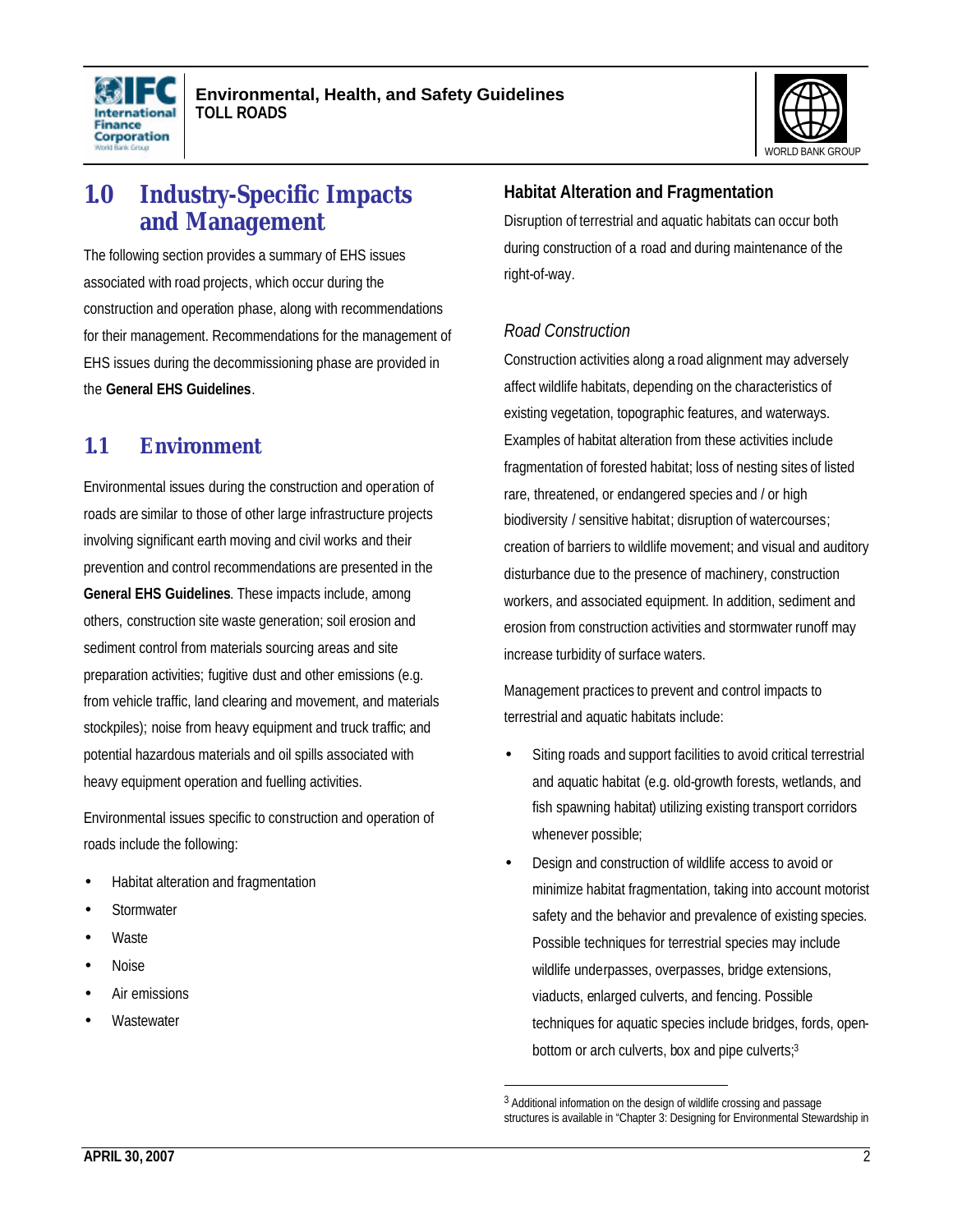# 1.0 Industry-Specific Impacts and Management

The following section provides a summary of EHS issues associated with road projects, which occur during the construction and operation phase, along with recommendations for their management. Recommendations for the management of EHS issues during the decommissioning phase are provided in the **General EHS Guidelines**.

## 1.1 Environment

Environmental issues during the construction and operation of roads are similar to those of other large infrastructure projects involving significant earth moving and civil works and their prevention and control recommendations are presented in the **General EHS Guidelines**. These impacts include, among others, construction site waste generation; soil erosion and sediment control from materials sourcing areas and site preparation activities; fugitive dust and other emissions (e.g. from vehicle traffic, land clearing and movement, and materials stockpiles); noise from heavy equipment and truck traffic; and potential hazardous materials and oil spills associated with heavy equipment operation and fuelling activities.

Environmental issues specific to construction and operation of roads include the following:

- Habitat alteration and fragmentation
- Stormwater
- Waste
- Noise
- Air emissions
- Wastewater

### Habitat Alteration and Fragmentation

Disruption of terrestrial and aquatic habitats can occur both during construction of a road and during maintenance of the right-of-way.

#### *Road Construction*

Construction activities along a road alignment may adversely affect wildlife habitats, depending on the characteristics of existing vegetation, topographic features, and waterways. Examples of habitat alteration from these activities include fragmentation of forested habitat; loss of nesting sites of listed rare, threatened, or endangered species and / or high biodiversity / sensitive habitat; disruption of watercourses; creation of barriers to wildlife movement; and visual and auditory disturbance due to the presence of machinery, construction workers, and associated equipment. In addition, sediment and erosion from construction activities and stormwater runoff may increase turbidity of surface waters.

Management practices to prevent and control impacts to terrestrial and aquatic habitats include:

- Siting roads and support facilities to avoid critical terrestrial and aquatic habitat (e.g. old-growth forests, wetlands, and fish spawning habitat) utilizing existing transport corridors whenever possible;
- Design and construction of wildlife access to avoid or minimize habitat fragmentation, taking into account motorist safety and the behavior and prevalence of existing species. Possible techniques for terrestrial species may include wildlife underpasses, overpasses, bridge extensions, viaducts, enlarged culverts, and fencing. Possible techniques for aquatic species include bridges, fords, open-bottom or arch culverts, box and pipe culverts;[3]

[3] Additional information on the design of wildlife crossing and passage structures is available in "Chapter 3: Designing for Environmental Stewardship in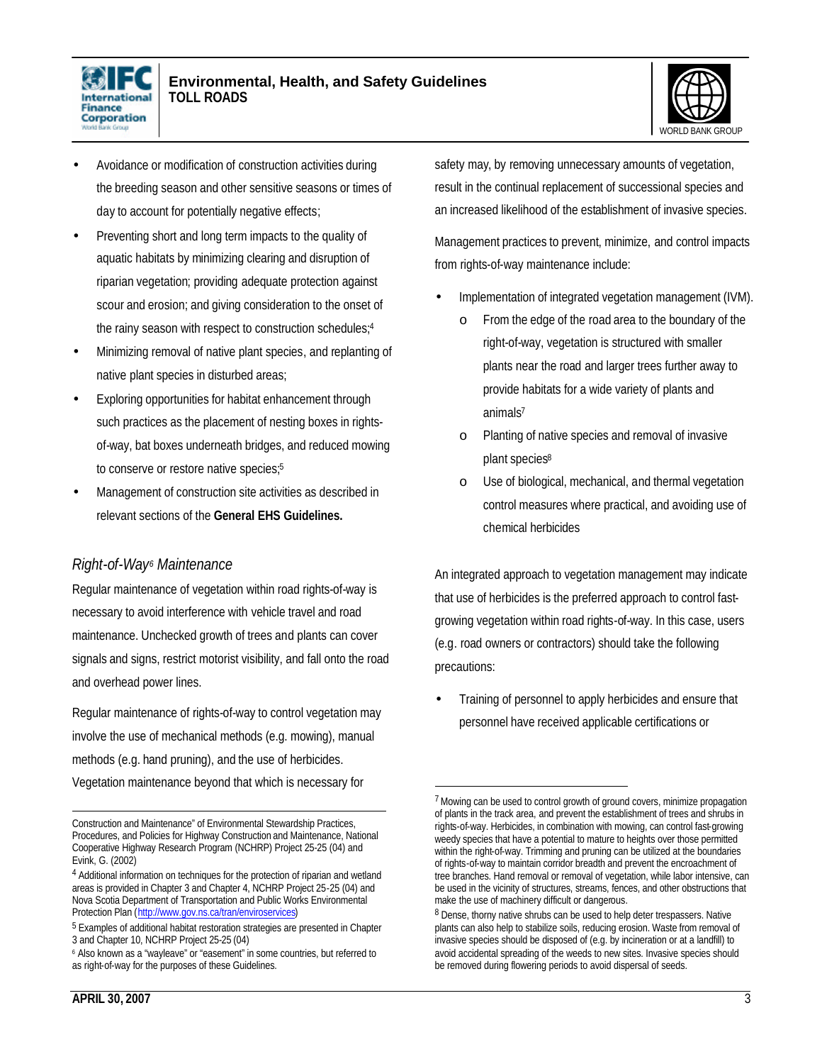- Avoidance or modification of construction activities during the breeding season and other sensitive seasons or times of day to account for potentially negative effects;
- Preventing short and long term impacts to the quality of aquatic habitats by minimizing clearing and disruption of riparian vegetation; providing adequate protection against scour and erosion; and giving consideration to the onset of the rainy season with respect to construction schedules;[4]
- Minimizing removal of native plant species, and replanting of native plant species in disturbed areas;
- Exploring opportunities for habitat enhancement through such practices as the placement of nesting boxes in rights-of-way, bat boxes underneath bridges, and reduced mowing to conserve or restore native species;[5]
- Management of construction site activities as described in relevant sections of the **General EHS Guidelines.**

### *Right-of-Way[6] Maintenance*

Regular maintenance of vegetation within road rights-of-way is necessary to avoid interference with vehicle travel and road maintenance. Unchecked growth of trees and plants can cover signals and signs, restrict motorist visibility, and fall onto the road and overhead power lines.

Regular maintenance of rights-of-way to control vegetation may involve the use of mechanical methods (e.g. mowing), manual methods (e.g. hand pruning), and the use of herbicides. Vegetation maintenance beyond that which is necessary for safety may, by removing unnecessary amounts of vegetation, result in the continual replacement of successional species and an increased likelihood of the establishment of invasive species.

Management practices to prevent, minimize, and control impacts from rights-of-way maintenance include:

- Implementation of integrated vegetation management (IVM).
  - From the edge of the road area to the boundary of the right-of-way, vegetation is structured with smaller plants near the road and larger trees further away to provide habitats for a wide variety of plants and animals[7]
  - Planting of native species and removal of invasive plant species[8]
  - Use of biological, mechanical, and thermal vegetation control measures where practical, and avoiding use of chemical herbicides

An integrated approach to vegetation management may indicate that use of herbicides is the preferred approach to control fast-growing vegetation within road rights-of-way. In this case, users (e.g. road owners or contractors) should take the following precautions:

- Training of personnel to apply herbicides and ensure that personnel have received applicable certifications or

---

Construction and Maintenance" of Environmental Stewardship Practices, Procedures, and Policies for Highway Construction and Maintenance, National Cooperative Highway Research Program (NCHRP) Project 25-25 (04) and Evink, G. (2002)

[4] Additional information on techniques for the protection of riparian and wetland areas is provided in Chapter 3 and Chapter 4, NCHRP Project 25-25 (04) and Nova Scotia Department of Transportation and Public Works Environmental Protection Plan (http://www.gov.ns.ca/tran/enviroservices)

[5] Examples of additional habitat restoration strategies are presented in Chapter 3 and Chapter 10, NCHRP Project 25-25 (04)

[6] Also known as a "wayleave" or "easement" in some countries, but referred to as right-of-way for the purposes of these Guidelines.

[7] Mowing can be used to control growth of ground covers, minimize propagation of plants in the track area, and prevent the establishment of trees and shrubs in rights-of-way. Herbicides, in combination with mowing, can control fast-growing weedy species that have a potential to mature to heights over those permitted within the right-of-way. Trimming and pruning can be utilized at the boundaries of rights-of-way to maintain corridor breadth and prevent the encroachment of tree branches. Hand removal or removal of vegetation, while labor intensive, can be used in the vicinity of structures, streams, fences, and other obstructions that make the use of machinery difficult or dangerous.

[8] Dense, thorny native shrubs can be used to help deter trespassers. Native plants can also help to stabilize soils, reducing erosion. Waste from removal of invasive species should be disposed of (e.g. by incineration or at a landfill) to avoid accidental spreading of the weeds to new sites. Invasive species should be removed during flowering periods to avoid dispersal of seeds.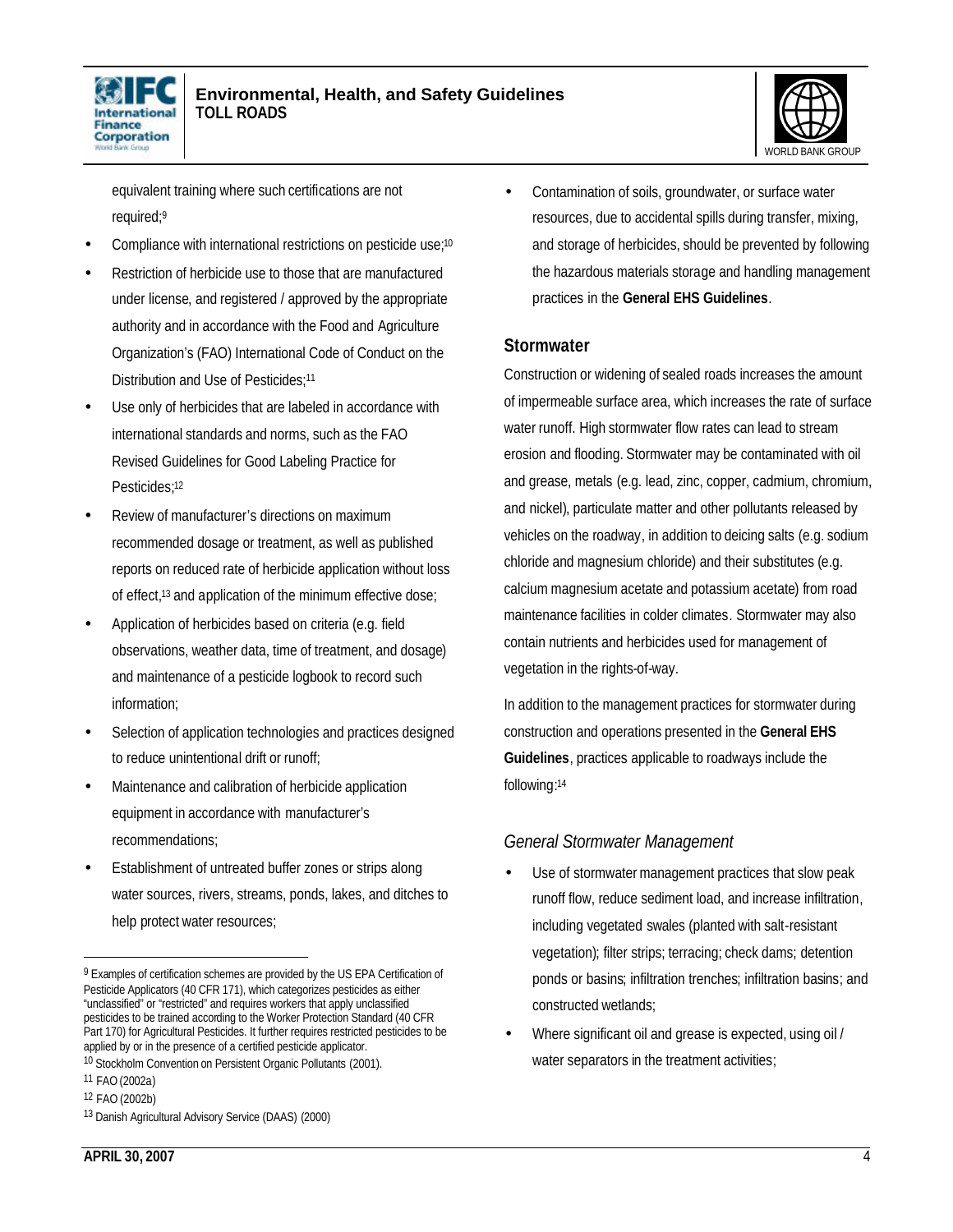equivalent training where such certifications are not required;[9]

- Compliance with international restrictions on pesticide use;[10]
- Restriction of herbicide use to those that are manufactured under license, and registered / approved by the appropriate authority and in accordance with the Food and Agriculture Organization's (FAO) International Code of Conduct on the Distribution and Use of Pesticides;[11]
- Use only of herbicides that are labeled in accordance with international standards and norms, such as the FAO Revised Guidelines for Good Labeling Practice for Pesticides;[12]
- Review of manufacturer's directions on maximum recommended dosage or treatment, as well as published reports on reduced rate of herbicide application without loss of effect,[13] and application of the minimum effective dose;
- Application of herbicides based on criteria (e.g. field observations, weather data, time of treatment, and dosage) and maintenance of a pesticide logbook to record such information;
- Selection of application technologies and practices designed to reduce unintentional drift or runoff;
- Maintenance and calibration of herbicide application equipment in accordance with manufacturer's recommendations;
- Establishment of untreated buffer zones or strips along water sources, rivers, streams, ponds, lakes, and ditches to help protect water resources;
- Contamination of soils, groundwater, or surface water resources, due to accidental spills during transfer, mixing, and storage of herbicides, should be prevented by following the hazardous materials storage and handling management practices in the **General EHS Guidelines**.

### Stormwater

Construction or widening of sealed roads increases the amount of impermeable surface area, which increases the rate of surface water runoff. High stormwater flow rates can lead to stream erosion and flooding. Stormwater may be contaminated with oil and grease, metals (e.g. lead, zinc, copper, cadmium, chromium, and nickel), particulate matter and other pollutants released by vehicles on the roadway, in addition to deicing salts (e.g. sodium chloride and magnesium chloride) and their substitutes (e.g. calcium magnesium acetate and potassium acetate) from road maintenance facilities in colder climates. Stormwater may also contain nutrients and herbicides used for management of vegetation in the rights-of-way.

In addition to the management practices for stormwater during construction and operations presented in the **General EHS Guidelines**, practices applicable to roadways include the following:[14]

#### *General Stormwater Management*

- Use of stormwater management practices that slow peak runoff flow, reduce sediment load, and increase infiltration, including vegetated swales (planted with salt-resistant vegetation); filter strips; terracing; check dams; detention ponds or basins; infiltration trenches; infiltration basins; and constructed wetlands;
- Where significant oil and grease is expected, using oil / water separators in the treatment activities;

---

[9] Examples of certification schemes are provided by the US EPA Certification of Pesticide Applicators (40 CFR 171), which categorizes pesticides as either "unclassified" or "restricted" and requires workers that apply unclassified pesticides to be trained according to the Worker Protection Standard (40 CFR Part 170) for Agricultural Pesticides. It further requires restricted pesticides to be applied by or in the presence of a certified pesticide applicator.

[10] Stockholm Convention on Persistent Organic Pollutants (2001).

[11] FAO (2002a)

[12] FAO (2002b)

[13] Danish Agricultural Advisory Service (DAAS) (2000)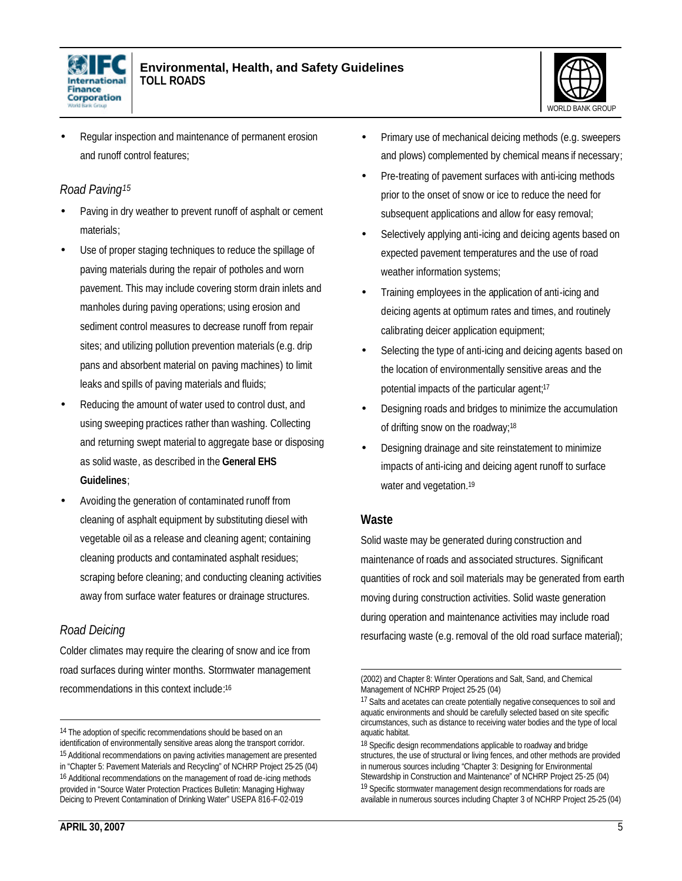- Regular inspection and maintenance of permanent erosion and runoff control features;

### *Road Paving*[15]

- Paving in dry weather to prevent runoff of asphalt or cement materials;
- Use of proper staging techniques to reduce the spillage of paving materials during the repair of potholes and worn pavement. This may include covering storm drain inlets and manholes during paving operations; using erosion and sediment control measures to decrease runoff from repair sites; and utilizing pollution prevention materials (e.g. drip pans and absorbent material on paving machines) to limit leaks and spills of paving materials and fluids;
- Reducing the amount of water used to control dust, and using sweeping practices rather than washing. Collecting and returning swept material to aggregate base or disposing as solid waste, as described in the **General EHS Guidelines**;
- Avoiding the generation of contaminated runoff from cleaning of asphalt equipment by substituting diesel with vegetable oil as a release and cleaning agent; containing cleaning products and contaminated asphalt residues; scraping before cleaning; and conducting cleaning activities away from surface water features or drainage structures.

### *Road Deicing*

Colder climates may require the clearing of snow and ice from road surfaces during winter months. Stormwater management recommendations in this context include:[16]

- Primary use of mechanical deicing methods (e.g. sweepers and plows) complemented by chemical means if necessary;
- Pre-treating of pavement surfaces with anti-icing methods prior to the onset of snow or ice to reduce the need for subsequent applications and allow for easy removal;
- Selectively applying anti-icing and deicing agents based on expected pavement temperatures and the use of road weather information systems;
- Training employees in the application of anti-icing and deicing agents at optimum rates and times, and routinely calibrating deicer application equipment;
- Selecting the type of anti-icing and deicing agents based on the location of environmentally sensitive areas and the potential impacts of the particular agent;[17]
- Designing roads and bridges to minimize the accumulation of drifting snow on the roadway;[18]
- Designing drainage and site reinstatement to minimize impacts of anti-icing and deicing agent runoff to surface water and vegetation.[19]

## Waste

Solid waste may be generated during construction and maintenance of roads and associated structures. Significant quantities of rock and soil materials may be generated from earth moving during construction activities. Solid waste generation during operation and maintenance activities may include road resurfacing waste (e.g. removal of the old road surface material);

---

[14] The adoption of specific recommendations should be based on an identification of environmentally sensitive areas along the transport corridor.

[15] Additional recommendations on paving activities management are presented in "Chapter 5: Pavement Materials and Recycling" of NCHRP Project 25-25 (04)

[16] Additional recommendations on the management of road de-icing methods provided in "Source Water Protection Practices Bulletin: Managing Highway Deicing to Prevent Contamination of Drinking Water" USEPA 816-F-02-019 (2002) and Chapter 8: Winter Operations and Salt, Sand, and Chemical Management of NCHRP Project 25-25 (04)

[17] Salts and acetates can create potentially negative consequences to soil and aquatic environments and should be carefully selected based on site specific circumstances, such as distance to receiving water bodies and the type of local aquatic habitat.

[18] Specific design recommendations applicable to roadway and bridge structures, the use of structural or living fences, and other methods are provided in numerous sources including "Chapter 3: Designing for Environmental Stewardship in Construction and Maintenance" of NCHRP Project 25-25 (04)

[19] Specific stormwater management design recommendations for roads are available in numerous sources including Chapter 3 of NCHRP Project 25-25 (04)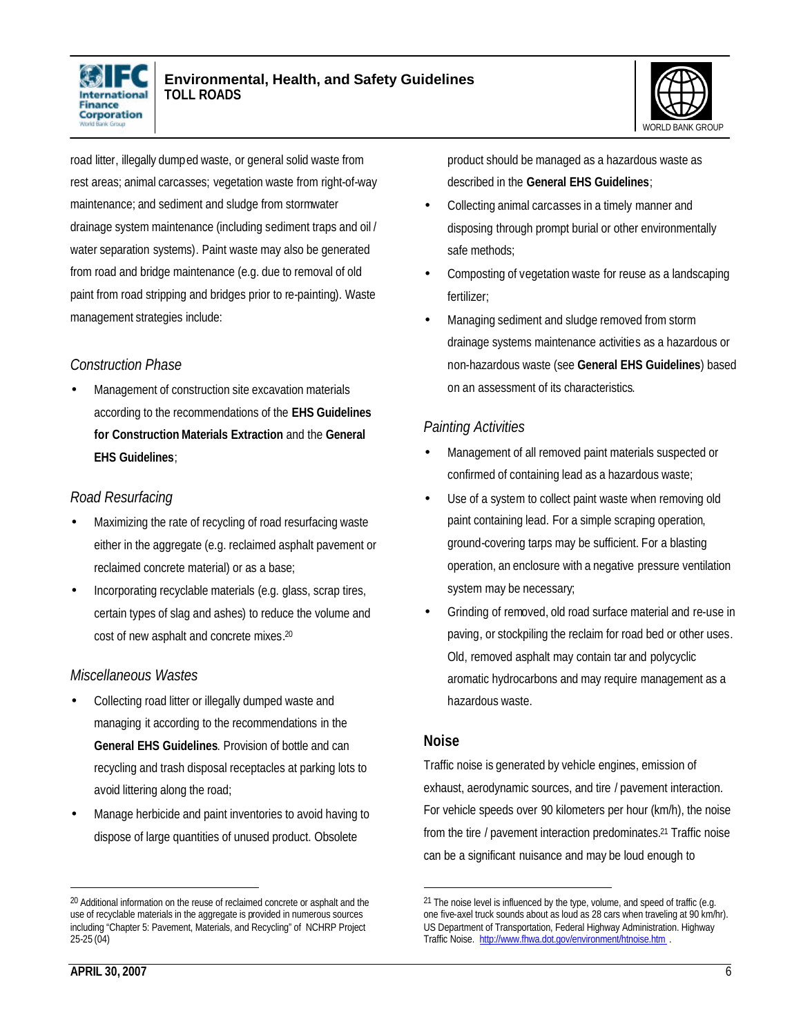road litter, illegally dumped waste, or general solid waste from rest areas; animal carcasses; vegetation waste from right-of-way maintenance; and sediment and sludge from stormwater drainage system maintenance (including sediment traps and oil / water separation systems). Paint waste may also be generated from road and bridge maintenance (e.g. due to removal of old paint from road stripping and bridges prior to re-painting). Waste management strategies include:

*Construction Phase*

- Management of construction site excavation materials according to the recommendations of the **EHS Guidelines for Construction Materials Extraction** and the **General EHS Guidelines**;

*Road Resurfacing*

- Maximizing the rate of recycling of road resurfacing waste either in the aggregate (e.g. reclaimed asphalt pavement or reclaimed concrete material) or as a base;
- Incorporating recyclable materials (e.g. glass, scrap tires, certain types of slag and ashes) to reduce the volume and cost of new asphalt and concrete mixes.[20]

*Miscellaneous Wastes*

- Collecting road litter or illegally dumped waste and managing it according to the recommendations in the **General EHS Guidelines**. Provision of bottle and can recycling and trash disposal receptacles at parking lots to avoid littering along the road;
- Manage herbicide and paint inventories to avoid having to dispose of large quantities of unused product. Obsolete product should be managed as a hazardous waste as described in the **General EHS Guidelines**;
- Collecting animal carcasses in a timely manner and disposing through prompt burial or other environmentally safe methods;
- Composting of vegetation waste for reuse as a landscaping fertilizer;
- Managing sediment and sludge removed from storm drainage systems maintenance activities as a hazardous or non-hazardous waste (see **General EHS Guidelines**) based on an assessment of its characteristics.

*Painting Activities*

- Management of all removed paint materials suspected or confirmed of containing lead as a hazardous waste;
- Use of a system to collect paint waste when removing old paint containing lead. For a simple scraping operation, ground-covering tarps may be sufficient. For a blasting operation, an enclosure with a negative pressure ventilation system may be necessary;
- Grinding of removed, old road surface material and re-use in paving, or stockpiling the reclaim for road bed or other uses. Old, removed asphalt may contain tar and polycyclic aromatic hydrocarbons and may require management as a hazardous waste.

### Noise

Traffic noise is generated by vehicle engines, emission of exhaust, aerodynamic sources, and tire / pavement interaction. For vehicle speeds over 90 kilometers per hour (km/h), the noise from the tire / pavement interaction predominates.[21] Traffic noise can be a significant nuisance and may be loud enough to

---

[20] Additional information on the reuse of reclaimed concrete or asphalt and the use of recyclable materials in the aggregate is provided in numerous sources including "Chapter 5: Pavement, Materials, and Recycling" of NCHRP Project 25-25 (04)

[21] The noise level is influenced by the type, volume, and speed of traffic (e.g. one five-axel truck sounds about as loud as 28 cars when traveling at 90 km/hr). US Department of Transportation, Federal Highway Administration. Highway Traffic Noise. http://www.fhwa.dot.gov/environment/htnoise.htm .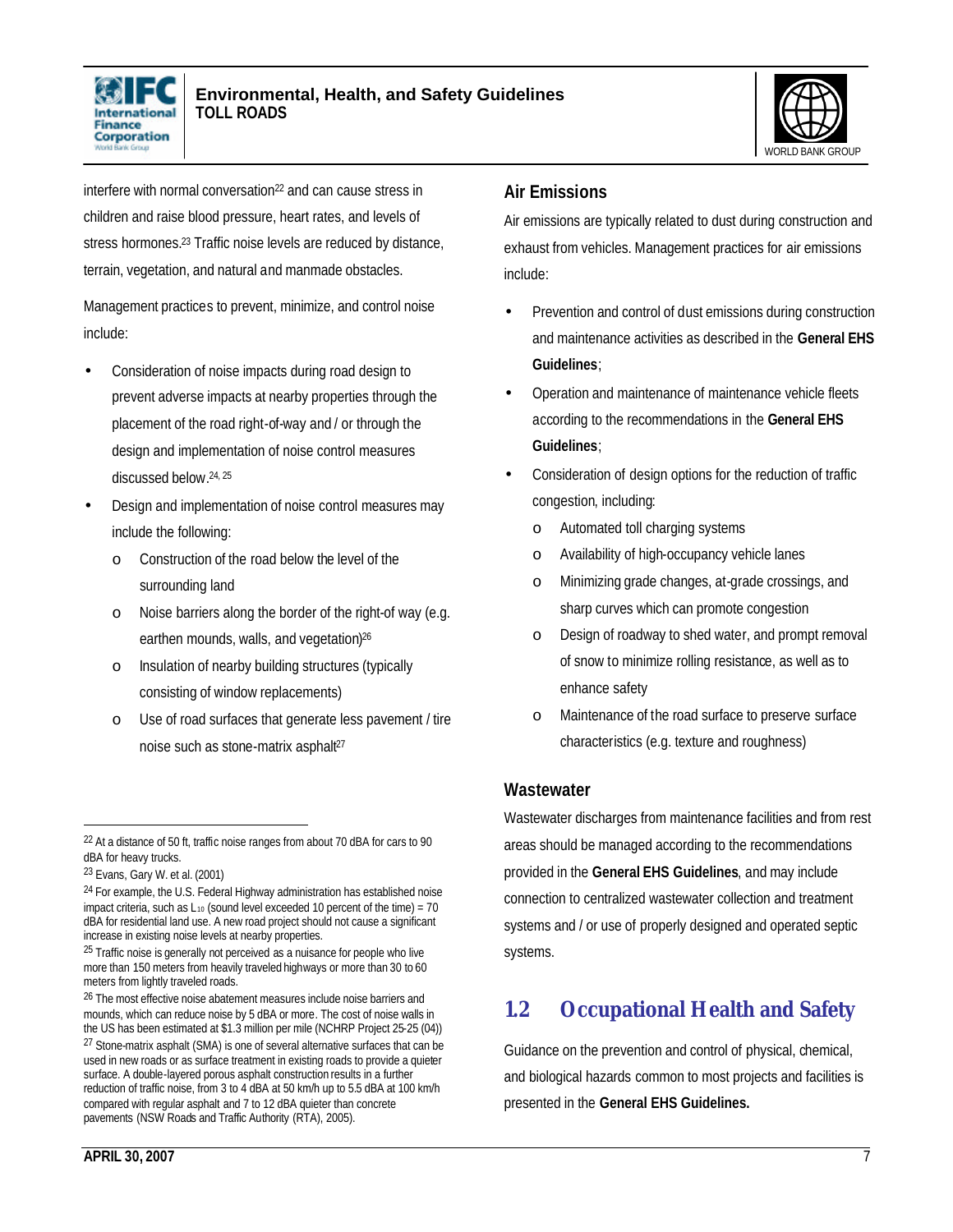interfere with normal conversation[22] and can cause stress in children and raise blood pressure, heart rates, and levels of stress hormones.[23] Traffic noise levels are reduced by distance, terrain, vegetation, and natural and manmade obstacles.

Management practices to prevent, minimize, and control noise include:

- Consideration of noise impacts during road design to prevent adverse impacts at nearby properties through the placement of the road right-of-way and / or through the design and implementation of noise control measures discussed below.[24, 25]
- Design and implementation of noise control measures may include the following:
  - Construction of the road below the level of the surrounding land
  - Noise barriers along the border of the right-of way (e.g. earthen mounds, walls, and vegetation)[26]
  - Insulation of nearby building structures (typically consisting of window replacements)
  - Use of road surfaces that generate less pavement / tire noise such as stone-matrix asphalt[27]

### Air Emissions

Air emissions are typically related to dust during construction and exhaust from vehicles. Management practices for air emissions include:

- Prevention and control of dust emissions during construction and maintenance activities as described in the **General EHS Guidelines**;
- Operation and maintenance of maintenance vehicle fleets according to the recommendations in the **General EHS Guidelines**;
- Consideration of design options for the reduction of traffic congestion, including:
  - Automated toll charging systems
  - Availability of high-occupancy vehicle lanes
  - Minimizing grade changes, at-grade crossings, and sharp curves which can promote congestion
  - Design of roadway to shed water, and prompt removal of snow to minimize rolling resistance, as well as to enhance safety
  - Maintenance of the road surface to preserve surface characteristics (e.g. texture and roughness)

### Wastewater

Wastewater discharges from maintenance facilities and from rest areas should be managed according to the recommendations provided in the **General EHS Guidelines**, and may include connection to centralized wastewater collection and treatment systems and / or use of properly designed and operated septic systems.

## 1.2 Occupational Health and Safety

Guidance on the prevention and control of physical, chemical, and biological hazards common to most projects and facilities is presented in the **General EHS Guidelines.**

---

[22] At a distance of 50 ft, traffic noise ranges from about 70 dBA for cars to 90 dBA for heavy trucks.

[23] Evans, Gary W. et al. (2001)

[24] For example, the U.S. Federal Highway administration has established noise impact criteria, such as $L_{10}$ (sound level exceeded 10 percent of the time) = 70 dBA for residential land use. A new road project should not cause a significant increase in existing noise levels at nearby properties.

[25] Traffic noise is generally not perceived as a nuisance for people who live more than 150 meters from heavily traveled highways or more than 30 to 60 meters from lightly traveled roads.

[26] The most effective noise abatement measures include noise barriers and mounds, which can reduce noise by 5 dBA or more. The cost of noise walls in the US has been estimated at $1.3 million per mile (NCHRP Project 25-25 (04))

[27] Stone-matrix asphalt (SMA) is one of several alternative surfaces that can be used in new roads or as surface treatment in existing roads to provide a quieter surface. A double-layered porous asphalt construction results in a further reduction of traffic noise, from 3 to 4 dBA at 50 km/h up to 5.5 dBA at 100 km/h compared with regular asphalt and 7 to 12 dBA quieter than concrete pavements (NSW Roads and Traffic Authority (RTA), 2005).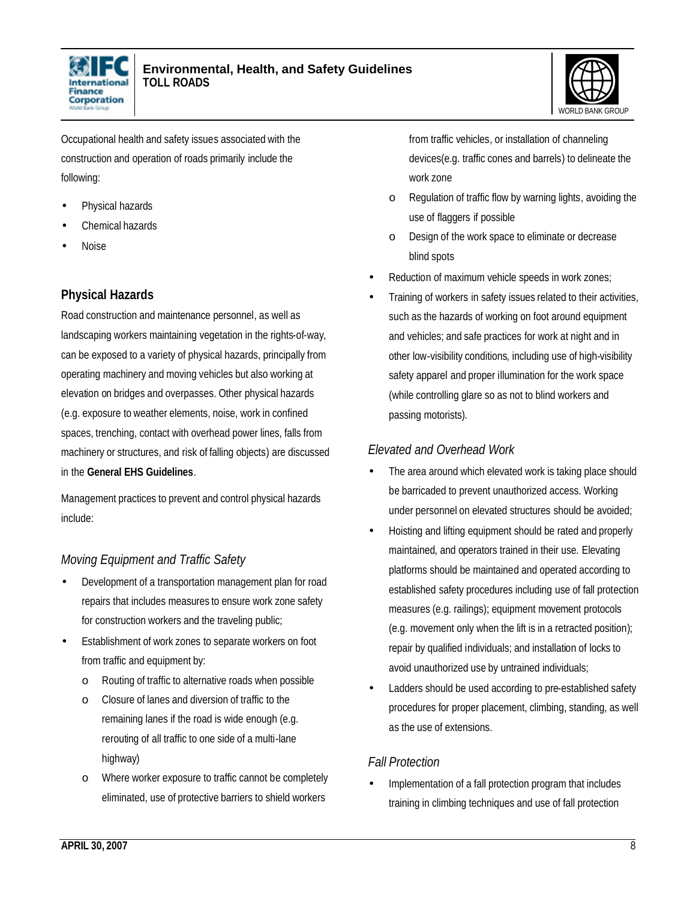Occupational health and safety issues associated with the construction and operation of roads primarily include the following:

- Physical hazards
- Chemical hazards
- Noise

## Physical Hazards

Road construction and maintenance personnel, as well as landscaping workers maintaining vegetation in the rights-of-way, can be exposed to a variety of physical hazards, principally from operating machinery and moving vehicles but also working at elevation on bridges and overpasses. Other physical hazards (e.g. exposure to weather elements, noise, work in confined spaces, trenching, contact with overhead power lines, falls from machinery or structures, and risk of falling objects) are discussed in the **General EHS Guidelines**.

Management practices to prevent and control physical hazards include:

### *Moving Equipment and Traffic Safety*

- Development of a transportation management plan for road repairs that includes measures to ensure work zone safety for construction workers and the traveling public;
- Establishment of work zones to separate workers on foot from traffic and equipment by:
  - Routing of traffic to alternative roads when possible
  - Closure of lanes and diversion of traffic to the remaining lanes if the road is wide enough (e.g. rerouting of all traffic to one side of a multi-lane highway)
  - Where worker exposure to traffic cannot be completely eliminated, use of protective barriers to shield workers from traffic vehicles, or installation of channeling devices(e.g. traffic cones and barrels) to delineate the work zone
  - Regulation of traffic flow by warning lights, avoiding the use of flaggers if possible
  - Design of the work space to eliminate or decrease blind spots
- Reduction of maximum vehicle speeds in work zones;
- Training of workers in safety issues related to their activities, such as the hazards of working on foot around equipment and vehicles; and safe practices for work at night and in other low-visibility conditions, including use of high-visibility safety apparel and proper illumination for the work space (while controlling glare so as not to blind workers and passing motorists).

### *Elevated and Overhead Work*

- The area around which elevated work is taking place should be barricaded to prevent unauthorized access. Working under personnel on elevated structures should be avoided;
- Hoisting and lifting equipment should be rated and properly maintained, and operators trained in their use. Elevating platforms should be maintained and operated according to established safety procedures including use of fall protection measures (e.g. railings); equipment movement protocols (e.g. movement only when the lift is in a retracted position); repair by qualified individuals; and installation of locks to avoid unauthorized use by untrained individuals;
- Ladders should be used according to pre-established safety procedures for proper placement, climbing, standing, as well as the use of extensions.

### *Fall Protection*

- Implementation of a fall protection program that includes training in climbing techniques and use of fall protection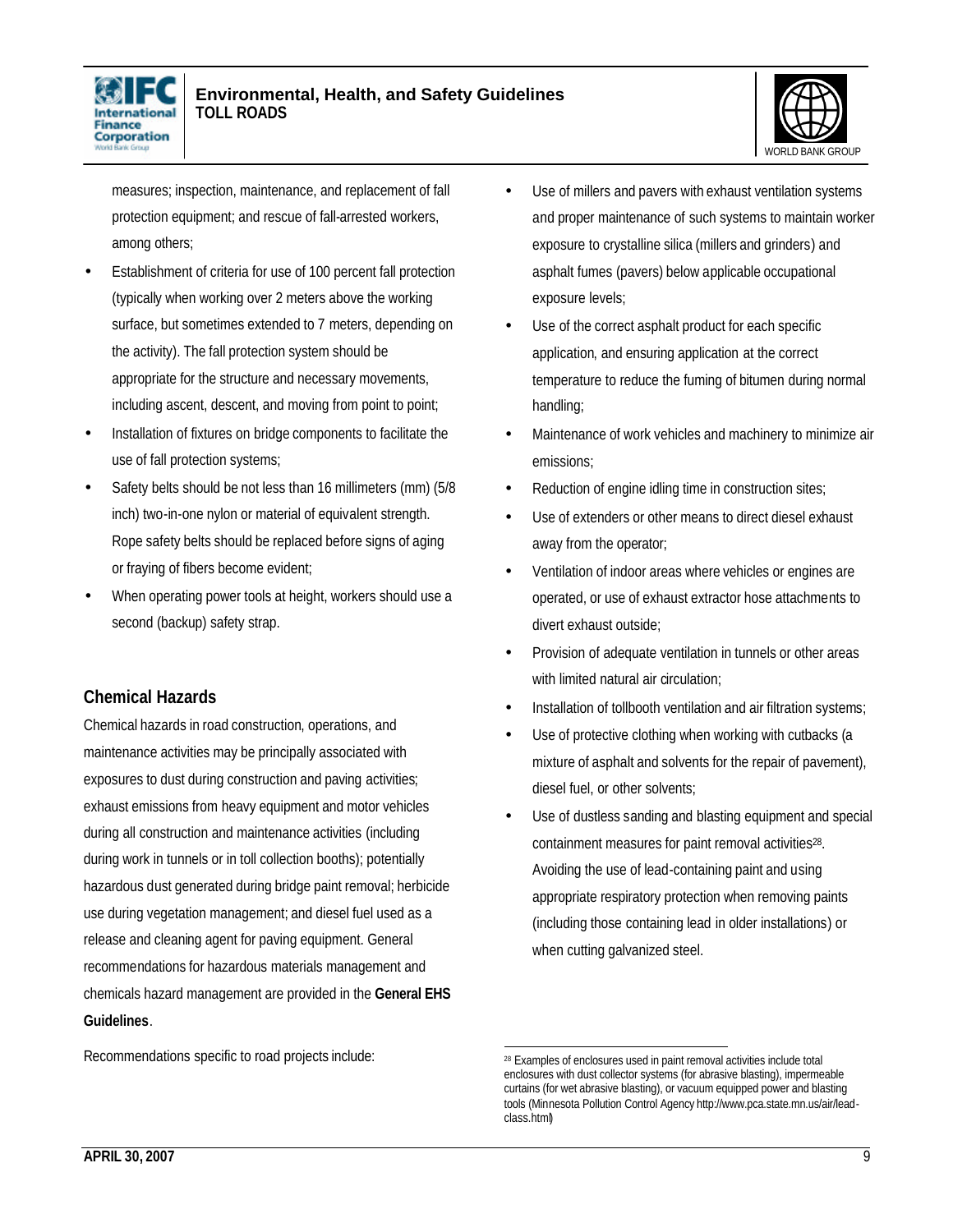measures; inspection, maintenance, and replacement of fall protection equipment; and rescue of fall-arrested workers, among others;

- Establishment of criteria for use of 100 percent fall protection (typically when working over 2 meters above the working surface, but sometimes extended to 7 meters, depending on the activity). The fall protection system should be appropriate for the structure and necessary movements, including ascent, descent, and moving from point to point;
- Installation of fixtures on bridge components to facilitate the use of fall protection systems;
- Safety belts should be not less than 16 millimeters (mm) (5/8 inch) two-in-one nylon or material of equivalent strength. Rope safety belts should be replaced before signs of aging or fraying of fibers become evident;
- When operating power tools at height, workers should use a second (backup) safety strap.

## Chemical Hazards

Chemical hazards in road construction, operations, and maintenance activities may be principally associated with exposures to dust during construction and paving activities; exhaust emissions from heavy equipment and motor vehicles during all construction and maintenance activities (including during work in tunnels or in toll collection booths); potentially hazardous dust generated during bridge paint removal; herbicide use during vegetation management; and diesel fuel used as a release and cleaning agent for paving equipment. General recommendations for hazardous materials management and chemicals hazard management are provided in the **General EHS Guidelines**.

Recommendations specific to road projects include:

- Use of millers and pavers with exhaust ventilation systems and proper maintenance of such systems to maintain worker exposure to crystalline silica (millers and grinders) and asphalt fumes (pavers) below applicable occupational exposure levels;
- Use of the correct asphalt product for each specific application, and ensuring application at the correct temperature to reduce the fuming of bitumen during normal handling;
- Maintenance of work vehicles and machinery to minimize air emissions;
- Reduction of engine idling time in construction sites;
- Use of extenders or other means to direct diesel exhaust away from the operator;
- Ventilation of indoor areas where vehicles or engines are operated, or use of exhaust extractor hose attachments to divert exhaust outside;
- Provision of adequate ventilation in tunnels or other areas with limited natural air circulation;
- Installation of tollbooth ventilation and air filtration systems;
- Use of protective clothing when working with cutbacks (a mixture of asphalt and solvents for the repair of pavement), diesel fuel, or other solvents;
- Use of dustless sanding and blasting equipment and special containment measures for paint removal activities[28]. Avoiding the use of lead-containing paint and using appropriate respiratory protection when removing paints (including those containing lead in older installations) or when cutting galvanized steel.

[28] Examples of enclosures used in paint removal activities include total enclosures with dust collector systems (for abrasive blasting), impermeable curtains (for wet abrasive blasting), or vacuum equipped power and blasting tools (Minnesota Pollution Control Agency http://www.pca.state.mn.us/air/lead-class.html)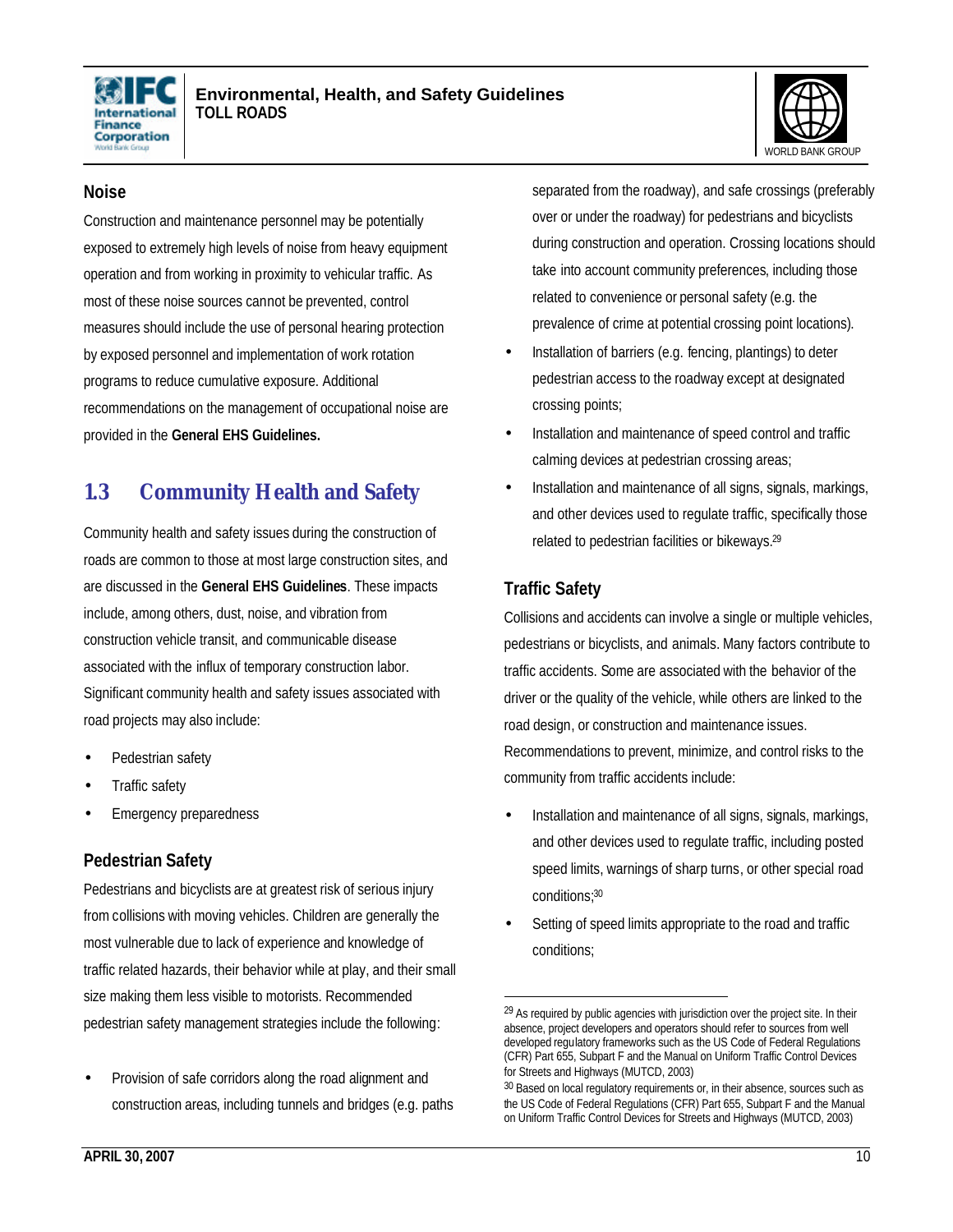### Noise

Construction and maintenance personnel may be potentially exposed to extremely high levels of noise from heavy equipment operation and from working in proximity to vehicular traffic. As most of these noise sources cannot be prevented, control measures should include the use of personal hearing protection by exposed personnel and implementation of work rotation programs to reduce cumulative exposure. Additional recommendations on the management of occupational noise are provided in the **General EHS Guidelines.**

## 1.3 Community Health and Safety

Community health and safety issues during the construction of roads are common to those at most large construction sites, and are discussed in the **General EHS Guidelines**. These impacts include, among others, dust, noise, and vibration from construction vehicle transit, and communicable disease associated with the influx of temporary construction labor. Significant community health and safety issues associated with road projects may also include:

- Pedestrian safety
- Traffic safety
- Emergency preparedness

### Pedestrian Safety

Pedestrians and bicyclists are at greatest risk of serious injury from collisions with moving vehicles. Children are generally the most vulnerable due to lack of experience and knowledge of traffic related hazards, their behavior while at play, and their small size making them less visible to motorists. Recommended pedestrian safety management strategies include the following:

- Provision of safe corridors along the road alignment and construction areas, including tunnels and bridges (e.g. paths separated from the roadway), and safe crossings (preferably over or under the roadway) for pedestrians and bicyclists during construction and operation. Crossing locations should take into account community preferences, including those related to convenience or personal safety (e.g. the prevalence of crime at potential crossing point locations).
- Installation of barriers (e.g. fencing, plantings) to deter pedestrian access to the roadway except at designated crossing points;
- Installation and maintenance of speed control and traffic calming devices at pedestrian crossing areas;
- Installation and maintenance of all signs, signals, markings, and other devices used to regulate traffic, specifically those related to pedestrian facilities or bikeways.[29]

### Traffic Safety

Collisions and accidents can involve a single or multiple vehicles, pedestrians or bicyclists, and animals. Many factors contribute to traffic accidents. Some are associated with the behavior of the driver or the quality of the vehicle, while others are linked to the road design, or construction and maintenance issues. Recommendations to prevent, minimize, and control risks to the community from traffic accidents include:

- Installation and maintenance of all signs, signals, markings, and other devices used to regulate traffic, including posted speed limits, warnings of sharp turns, or other special road conditions;[30]
- Setting of speed limits appropriate to the road and traffic conditions;

---

[29] As required by public agencies with jurisdiction over the project site. In their absence, project developers and operators should refer to sources from well developed regulatory frameworks such as the US Code of Federal Regulations (CFR) Part 655, Subpart F and the Manual on Uniform Traffic Control Devices for Streets and Highways (MUTCD, 2003)

[30] Based on local regulatory requirements or, in their absence, sources such as the US Code of Federal Regulations (CFR) Part 655, Subpart F and the Manual on Uniform Traffic Control Devices for Streets and Highways (MUTCD, 2003)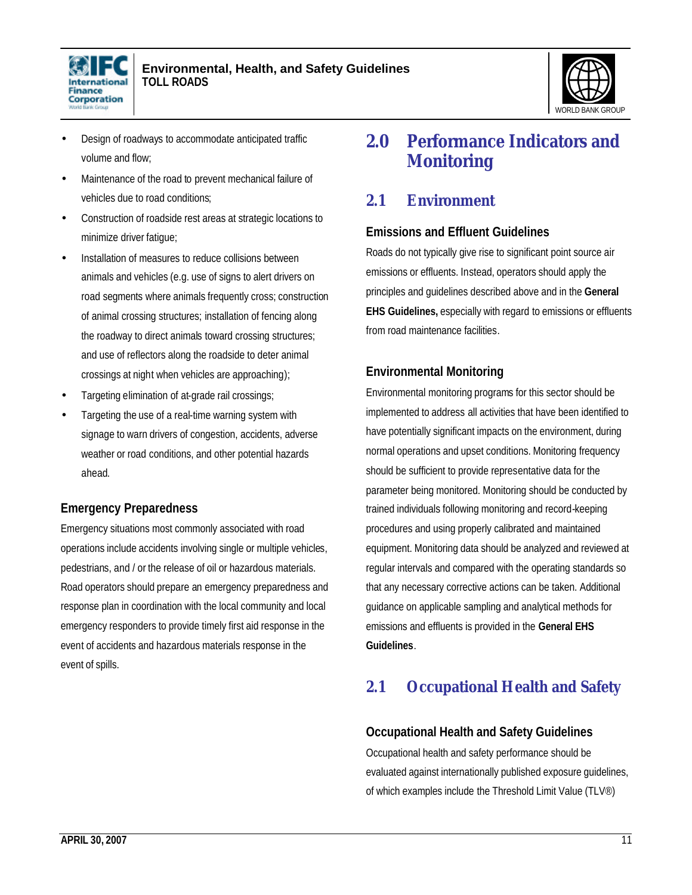- Design of roadways to accommodate anticipated traffic volume and flow;
- Maintenance of the road to prevent mechanical failure of vehicles due to road conditions;
- Construction of roadside rest areas at strategic locations to minimize driver fatigue;
- Installation of measures to reduce collisions between animals and vehicles (e.g. use of signs to alert drivers on road segments where animals frequently cross; construction of animal crossing structures; installation of fencing along the roadway to direct animals toward crossing structures; and use of reflectors along the roadside to deter animal crossings at night when vehicles are approaching);
- Targeting elimination of at-grade rail crossings;
- Targeting the use of a real-time warning system with signage to warn drivers of congestion, accidents, adverse weather or road conditions, and other potential hazards ahead.

### Emergency Preparedness

Emergency situations most commonly associated with road operations include accidents involving single or multiple vehicles, pedestrians, and / or the release of oil or hazardous materials. Road operators should prepare an emergency preparedness and response plan in coordination with the local community and local emergency responders to provide timely first aid response in the event of accidents and hazardous materials response in the event of spills.

# 2.0 Performance Indicators and Monitoring

## 2.1 Environment

### Emissions and Effluent Guidelines

Roads do not typically give rise to significant point source air emissions or effluents. Instead, operators should apply the principles and guidelines described above and in the **General EHS Guidelines,** especially with regard to emissions or effluents from road maintenance facilities.

### Environmental Monitoring

Environmental monitoring programs for this sector should be implemented to address all activities that have been identified to have potentially significant impacts on the environment, during normal operations and upset conditions. Monitoring frequency should be sufficient to provide representative data for the parameter being monitored. Monitoring should be conducted by trained individuals following monitoring and record-keeping procedures and using properly calibrated and maintained equipment. Monitoring data should be analyzed and reviewed at regular intervals and compared with the operating standards so that any necessary corrective actions can be taken. Additional guidance on applicable sampling and analytical methods for emissions and effluents is provided in the **General EHS Guidelines**.

## 2.1 Occupational Health and Safety

### Occupational Health and Safety Guidelines

Occupational health and safety performance should be evaluated against internationally published exposure guidelines, of which examples include the Threshold Limit Value (TLV®)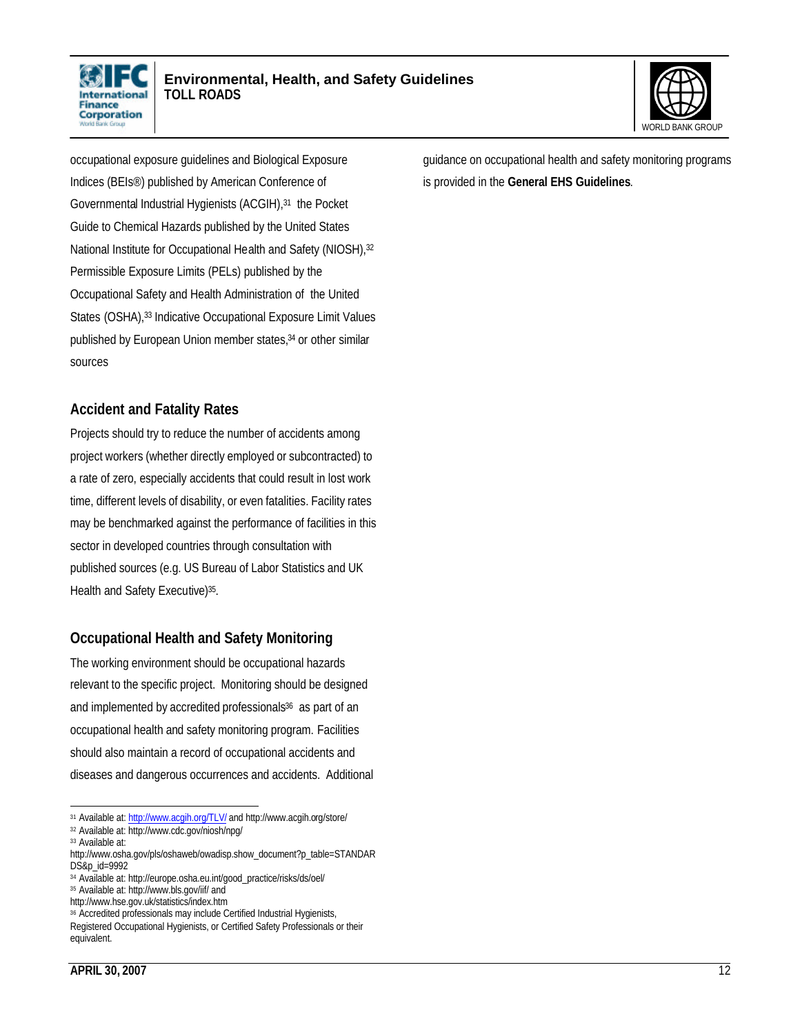occupational exposure guidelines and Biological Exposure Indices (BEIs®) published by American Conference of Governmental Industrial Hygienists (ACGIH),[31] the Pocket Guide to Chemical Hazards published by the United States National Institute for Occupational Health and Safety (NIOSH),[32] Permissible Exposure Limits (PELs) published by the Occupational Safety and Health Administration of the United States (OSHA),[33] Indicative Occupational Exposure Limit Values published by European Union member states,[34] or other similar sources

### Accident and Fatality Rates

Projects should try to reduce the number of accidents among project workers (whether directly employed or subcontracted) to a rate of zero, especially accidents that could result in lost work time, different levels of disability, or even fatalities. Facility rates may be benchmarked against the performance of facilities in this sector in developed countries through consultation with published sources (e.g. US Bureau of Labor Statistics and UK Health and Safety Executive)[35].

### Occupational Health and Safety Monitoring

The working environment should be occupational hazards relevant to the specific project. Monitoring should be designed and implemented by accredited professionals[36] as part of an occupational health and safety monitoring program. Facilities should also maintain a record of occupational accidents and diseases and dangerous occurrences and accidents. Additional guidance on occupational health and safety monitoring programs is provided in the **General EHS Guidelines**.

---

[31] Available at: http://www.acgih.org/TLV/ and http://www.acgih.org/store/

[32] Available at: http://www.cdc.gov/niosh/npg/

[33] Available at: http://www.osha.gov/pls/oshaweb/owadisp.show_document?p_table=STANDARDS&p_id=9992

[34] Available at: http://europe.osha.eu.int/good_practice/risks/ds/oel/

[35] Available at: http://www.bls.gov/iif/ and http://www.hse.gov.uk/statistics/index.htm

[36] Accredited professionals may include Certified Industrial Hygienists, Registered Occupational Hygienists, or Certified Safety Professionals or their equivalent.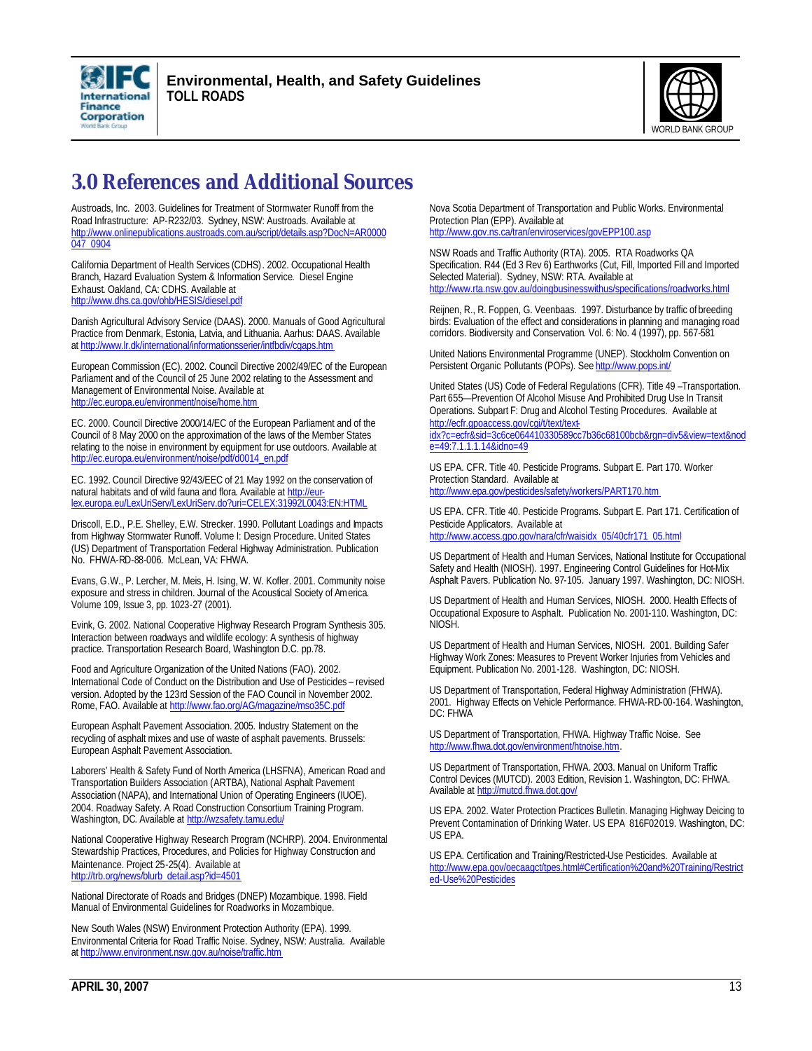# 3.0 References and Additional Sources

Austroads, Inc. 2003. Guidelines for Treatment of Stormwater Runoff from the Road Infrastructure: AP-R232/03. Sydney, NSW: Austroads. Available at http://www.onlinepublications.austroads.com.au/script/details.asp?DocN=AR0000047_0904

California Department of Health Services (CDHS). 2002. Occupational Health Branch, Hazard Evaluation System & Information Service. Diesel Engine Exhaust. Oakland, CA: CDHS. Available at http://www.dhs.ca.gov/ohb/HESIS/diesel.pdf

Danish Agricultural Advisory Service (DAAS). 2000. Manuals of Good Agricultural Practice from Denmark, Estonia, Latvia, and Lithuania. Aarhus: DAAS. Available at http://www.lr.dk/international/informationsserier/intfbdiv/cgaps.htm

European Commission (EC). 2002. Council Directive 2002/49/EC of the European Parliament and of the Council of 25 June 2002 relating to the Assessment and Management of Environmental Noise. Available at http://ec.europa.eu/environment/noise/home.htm

EC. 2000. Council Directive 2000/14/EC of the European Parliament and of the Council of 8 May 2000 on the approximation of the laws of the Member States relating to the noise in environment by equipment for use outdoors. Available at http://ec.europa.eu/environment/noise/pdf/d0014_en.pdf

EC. 1992. Council Directive 92/43/EEC of 21 May 1992 on the conservation of natural habitats and of wild fauna and flora. Available at http://eur-lex.europa.eu/LexUriServ/LexUriServ.do?uri=CELEX:31992L0043:EN:HTML

Driscoll, E.D., P.E. Shelley, E.W. Strecker. 1990. Pollutant Loadings and Impacts from Highway Stormwater Runoff. Volume I: Design Procedure. United States (US) Department of Transportation Federal Highway Administration. Publication No. FHWA-RD-88-006. McLean, VA: FHWA.

Evans, G.W., P. Lercher, M. Meis, H. Ising, W. W. Kofler. 2001. Community noise exposure and stress in children. Journal of the Acoustical Society of America. Volume 109, Issue 3, pp. 1023-27 (2001).

Evink, G. 2002. National Cooperative Highway Research Program Synthesis 305. Interaction between roadways and wildlife ecology: A synthesis of highway practice. Transportation Research Board, Washington D.C. pp.78.

Food and Agriculture Organization of the United Nations (FAO). 2002. International Code of Conduct on the Distribution and Use of Pesticides – revised version. Adopted by the 123rd Session of the FAO Council in November 2002. Rome, FAO. Available at http://www.fao.org/AG/magazine/mso35C.pdf

European Asphalt Pavement Association. 2005. Industry Statement on the recycling of asphalt mixes and use of waste of asphalt pavements. Brussels: European Asphalt Pavement Association.

Laborers' Health & Safety Fund of North America (LHSFNA), American Road and Transportation Builders Association (ARTBA), National Asphalt Pavement Association (NAPA), and International Union of Operating Engineers (IUOE). 2004. Roadway Safety. A Road Construction Consortium Training Program. Washington, DC. Available at http://wzsafety.tamu.edu/

National Cooperative Highway Research Program (NCHRP). 2004. Environmental Stewardship Practices, Procedures, and Policies for Highway Construction and Maintenance. Project 25-25(4). Available at http://trb.org/news/blurb_detail.asp?id=4501

National Directorate of Roads and Bridges (DNEP) Mozambique. 1998. Field Manual of Environmental Guidelines for Roadworks in Mozambique.

New South Wales (NSW) Environment Protection Authority (EPA). 1999. Environmental Criteria for Road Traffic Noise. Sydney, NSW: Australia. Available at http://www.environment.nsw.gov.au/noise/traffic.htm

Nova Scotia Department of Transportation and Public Works. Environmental Protection Plan (EPP). Available at http://www.gov.ns.ca/tran/enviroservices/govEPP100.asp

NSW Roads and Traffic Authority (RTA). 2005. RTA Roadworks QA Specification. R44 (Ed 3 Rev 6) Earthworks (Cut, Fill, Imported Fill and Imported Selected Material). Sydney, NSW: RTA. Available at http://www.rta.nsw.gov.au/doingbusinesswithus/specifications/roadworks.html

Reijnen, R., R. Foppen, G. Veenbaas. 1997. Disturbance by traffic of breeding birds: Evaluation of the effect and considerations in planning and managing road corridors. Biodiversity and Conservation. Vol. 6: No. 4 (1997), pp. 567-581

United Nations Environmental Programme (UNEP). Stockholm Convention on Persistent Organic Pollutants (POPs). See http://www.pops.int/

United States (US) Code of Federal Regulations (CFR). Title 49 –Transportation. Part 655—Prevention Of Alcohol Misuse And Prohibited Drug Use In Transit Operations. Subpart F: Drug and Alcohol Testing Procedures. Available at http://ecfr.gpoaccess.gov/cgi/t/text/text-idx?c=ecfr&sid=3c6ce064410330589cc7b36c68100bcb&rgn=div5&view=text&node=49:7.1.1.1.14&idno=49

US EPA. CFR. Title 40. Pesticide Programs. Subpart E. Part 170. Worker Protection Standard. Available at http://www.epa.gov/pesticides/safety/workers/PART170.htm

US EPA. CFR. Title 40. Pesticide Programs. Subpart E. Part 171. Certification of Pesticide Applicators. Available at http://www.access.gpo.gov/nara/cfr/waisidx_05/40cfr171_05.html

US Department of Health and Human Services, National Institute for Occupational Safety and Health (NIOSH). 1997. Engineering Control Guidelines for Hot-Mix Asphalt Pavers. Publication No. 97-105. January 1997. Washington, DC: NIOSH.

US Department of Health and Human Services, NIOSH. 2000. Health Effects of Occupational Exposure to Asphalt. Publication No. 2001-110. Washington, DC: NIOSH.

US Department of Health and Human Services, NIOSH. 2001. Building Safer Highway Work Zones: Measures to Prevent Worker Injuries from Vehicles and Equipment. Publication No. 2001-128. Washington, DC: NIOSH.

US Department of Transportation, Federal Highway Administration (FHWA). 2001. Highway Effects on Vehicle Performance. FHWA-RD-00-164. Washington, DC: FHWA

US Department of Transportation, FHWA. Highway Traffic Noise. See http://www.fhwa.dot.gov/environment/htnoise.htm.

US Department of Transportation, FHWA. 2003. Manual on Uniform Traffic Control Devices (MUTCD). 2003 Edition, Revision 1. Washington, DC: FHWA. Available at http://mutcd.fhwa.dot.gov/

US EPA. 2002. Water Protection Practices Bulletin. Managing Highway Deicing to Prevent Contamination of Drinking Water. US EPA 816F02019. Washington, DC: US EPA.

US EPA. Certification and Training/Restricted-Use Pesticides. Available at http://www.epa.gov/oecaagct/tpes.html#Certification%20and%20Training/Restricted-Use%20Pesticides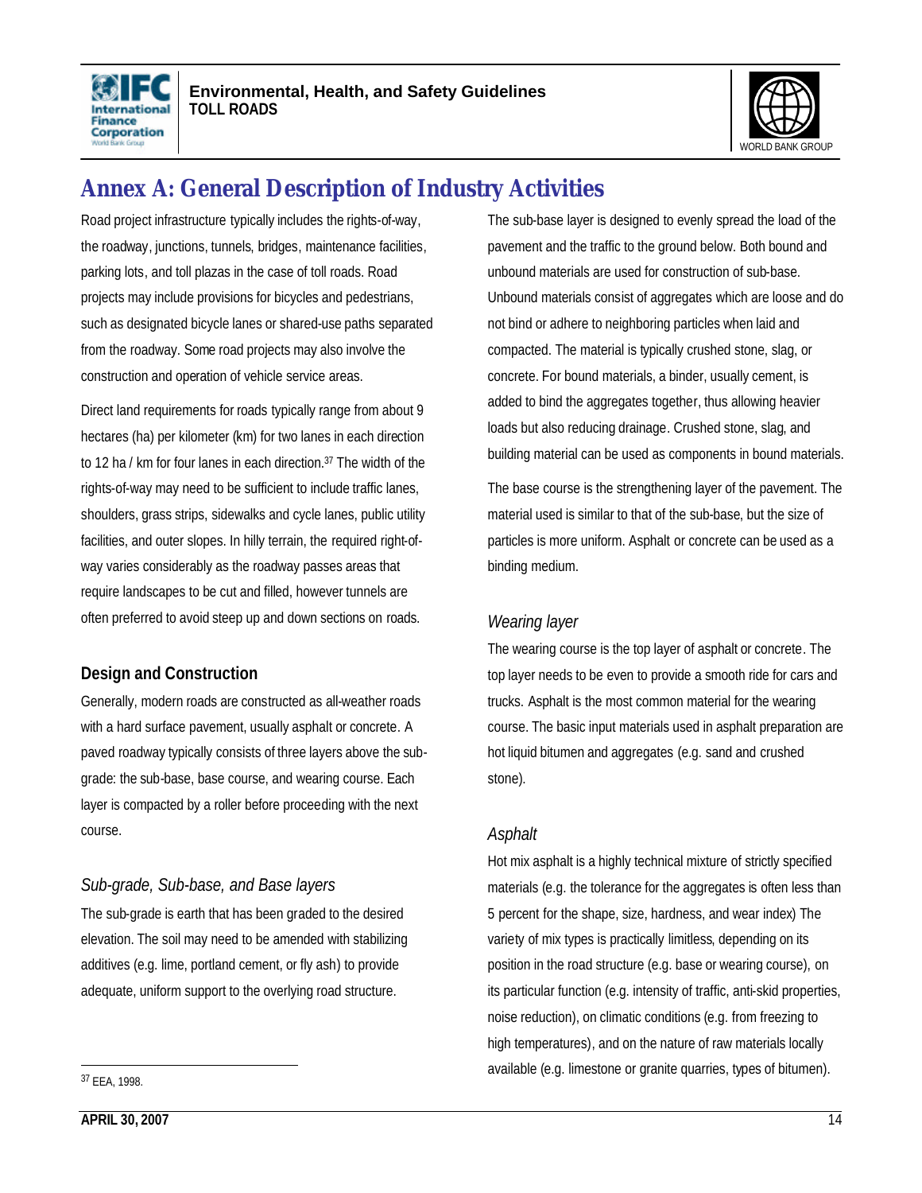# Annex A: General Description of Industry Activities

Road project infrastructure typically includes the rights-of-way, the roadway, junctions, tunnels, bridges, maintenance facilities, parking lots, and toll plazas in the case of toll roads. Road projects may include provisions for bicycles and pedestrians, such as designated bicycle lanes or shared-use paths separated from the roadway. Some road projects may also involve the construction and operation of vehicle service areas.

Direct land requirements for roads typically range from about 9 hectares (ha) per kilometer (km) for two lanes in each direction to 12 ha / km for four lanes in each direction.[37] The width of the rights-of-way may need to be sufficient to include traffic lanes, shoulders, grass strips, sidewalks and cycle lanes, public utility facilities, and outer slopes. In hilly terrain, the required right-of-way varies considerably as the roadway passes areas that require landscapes to be cut and filled, however tunnels are often preferred to avoid steep up and down sections on roads.

## Design and Construction

Generally, modern roads are constructed as all-weather roads with a hard surface pavement, usually asphalt or concrete. A paved roadway typically consists of three layers above the sub-grade: the sub-base, base course, and wearing course. Each layer is compacted by a roller before proceeding with the next course.

### *Sub-grade, Sub-base, and Base layers*

The sub-grade is earth that has been graded to the desired elevation. The soil may need to be amended with stabilizing additives (e.g. lime, portland cement, or fly ash) to provide adequate, uniform support to the overlying road structure.

The sub-base layer is designed to evenly spread the load of the pavement and the traffic to the ground below. Both bound and unbound materials are used for construction of sub-base. Unbound materials consist of aggregates which are loose and do not bind or adhere to neighboring particles when laid and compacted. The material is typically crushed stone, slag, or concrete. For bound materials, a binder, usually cement, is added to bind the aggregates together, thus allowing heavier loads but also reducing drainage. Crushed stone, slag, and building material can be used as components in bound materials.

The base course is the strengthening layer of the pavement. The material used is similar to that of the sub-base, but the size of particles is more uniform. Asphalt or concrete can be used as a binding medium.

### *Wearing layer*

The wearing course is the top layer of asphalt or concrete. The top layer needs to be even to provide a smooth ride for cars and trucks. Asphalt is the most common material for the wearing course. The basic input materials used in asphalt preparation are hot liquid bitumen and aggregates (e.g. sand and crushed stone).

### *Asphalt*

Hot mix asphalt is a highly technical mixture of strictly specified materials (e.g. the tolerance for the aggregates is often less than 5 percent for the shape, size, hardness, and wear index) The variety of mix types is practically limitless, depending on its position in the road structure (e.g. base or wearing course), on its particular function (e.g. intensity of traffic, anti-skid properties, noise reduction), on climatic conditions (e.g. from freezing to high temperatures), and on the nature of raw materials locally available (e.g. limestone or granite quarries, types of bitumen).

---

[37] EEA, 1998.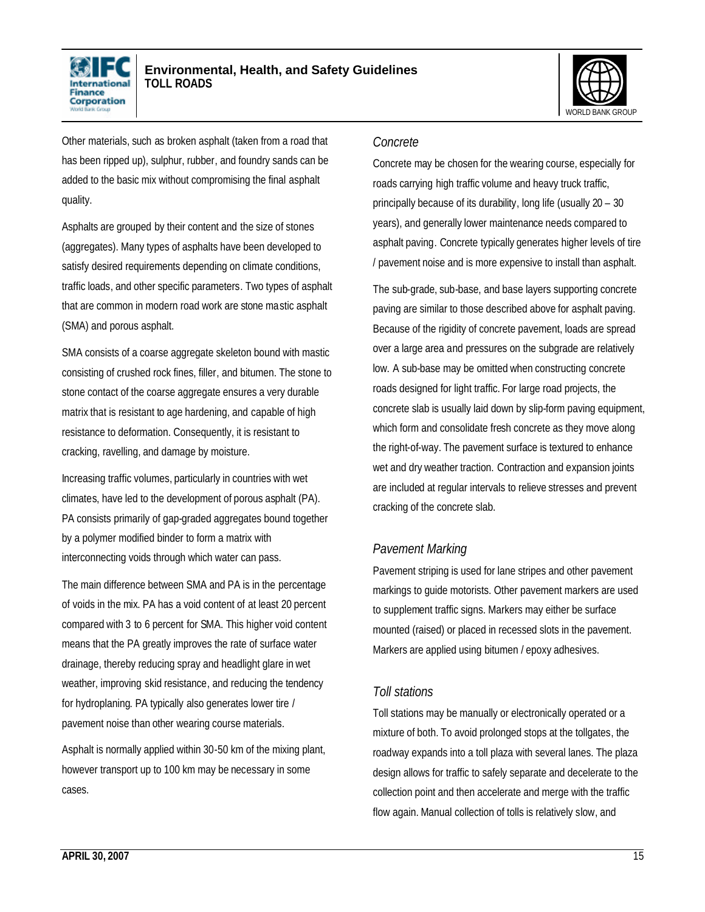Other materials, such as broken asphalt (taken from a road that has been ripped up), sulphur, rubber, and foundry sands can be added to the basic mix without compromising the final asphalt quality.

Asphalts are grouped by their content and the size of stones (aggregates). Many types of asphalts have been developed to satisfy desired requirements depending on climate conditions, traffic loads, and other specific parameters. Two types of asphalt that are common in modern road work are stone mastic asphalt (SMA) and porous asphalt.

SMA consists of a coarse aggregate skeleton bound with mastic consisting of crushed rock fines, filler, and bitumen. The stone to stone contact of the coarse aggregate ensures a very durable matrix that is resistant to age hardening, and capable of high resistance to deformation. Consequently, it is resistant to cracking, ravelling, and damage by moisture.

Increasing traffic volumes, particularly in countries with wet climates, have led to the development of porous asphalt (PA). PA consists primarily of gap-graded aggregates bound together by a polymer modified binder to form a matrix with interconnecting voids through which water can pass.

The main difference between SMA and PA is in the percentage of voids in the mix. PA has a void content of at least 20 percent compared with 3 to 6 percent for SMA. This higher void content means that the PA greatly improves the rate of surface water drainage, thereby reducing spray and headlight glare in wet weather, improving skid resistance, and reducing the tendency for hydroplaning. PA typically also generates lower tire / pavement noise than other wearing course materials.

Asphalt is normally applied within 30-50 km of the mixing plant, however transport up to 100 km may be necessary in some cases.

### *Concrete*

Concrete may be chosen for the wearing course, especially for roads carrying high traffic volume and heavy truck traffic, principally because of its durability, long life (usually 20 – 30 years), and generally lower maintenance needs compared to asphalt paving. Concrete typically generates higher levels of tire / pavement noise and is more expensive to install than asphalt.

The sub-grade, sub-base, and base layers supporting concrete paving are similar to those described above for asphalt paving. Because of the rigidity of concrete pavement, loads are spread over a large area and pressures on the subgrade are relatively low. A sub-base may be omitted when constructing concrete roads designed for light traffic. For large road projects, the concrete slab is usually laid down by slip-form paving equipment, which form and consolidate fresh concrete as they move along the right-of-way. The pavement surface is textured to enhance wet and dry weather traction. Contraction and expansion joints are included at regular intervals to relieve stresses and prevent cracking of the concrete slab.

### *Pavement Marking*

Pavement striping is used for lane stripes and other pavement markings to guide motorists. Other pavement markers are used to supplement traffic signs. Markers may either be surface mounted (raised) or placed in recessed slots in the pavement. Markers are applied using bitumen / epoxy adhesives.

### *Toll stations*

Toll stations may be manually or electronically operated or a mixture of both. To avoid prolonged stops at the tollgates, the roadway expands into a toll plaza with several lanes. The plaza design allows for traffic to safely separate and decelerate to the collection point and then accelerate and merge with the traffic flow again. Manual collection of tolls is relatively slow, and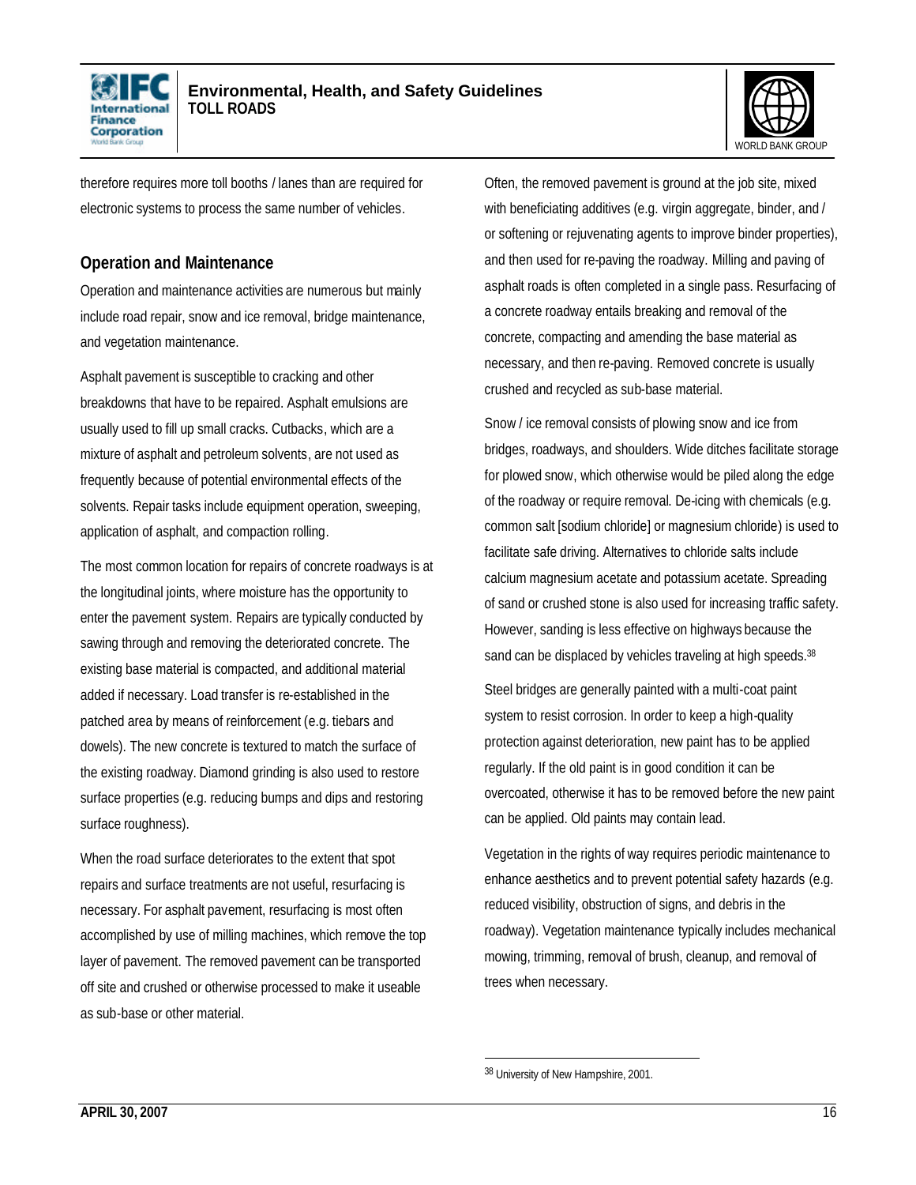therefore requires more toll booths / lanes than are required for electronic systems to process the same number of vehicles.

## Operation and Maintenance

Operation and maintenance activities are numerous but mainly include road repair, snow and ice removal, bridge maintenance, and vegetation maintenance.

Asphalt pavement is susceptible to cracking and other breakdowns that have to be repaired. Asphalt emulsions are usually used to fill up small cracks. Cutbacks, which are a mixture of asphalt and petroleum solvents, are not used as frequently because of potential environmental effects of the solvents. Repair tasks include equipment operation, sweeping, application of asphalt, and compaction rolling.

The most common location for repairs of concrete roadways is at the longitudinal joints, where moisture has the opportunity to enter the pavement system. Repairs are typically conducted by sawing through and removing the deteriorated concrete. The existing base material is compacted, and additional material added if necessary. Load transfer is re-established in the patched area by means of reinforcement (e.g. tiebars and dowels). The new concrete is textured to match the surface of the existing roadway. Diamond grinding is also used to restore surface properties (e.g. reducing bumps and dips and restoring surface roughness).

When the road surface deteriorates to the extent that spot repairs and surface treatments are not useful, resurfacing is necessary. For asphalt pavement, resurfacing is most often accomplished by use of milling machines, which remove the top layer of pavement. The removed pavement can be transported off site and crushed or otherwise processed to make it useable as sub-base or other material. Often, the removed pavement is ground at the job site, mixed with beneficiating additives (e.g. virgin aggregate, binder, and / or softening or rejuvenating agents to improve binder properties), and then used for re-paving the roadway. Milling and paving of asphalt roads is often completed in a single pass. Resurfacing of a concrete roadway entails breaking and removal of the concrete, compacting and amending the base material as necessary, and then re-paving. Removed concrete is usually crushed and recycled as sub-base material.

Snow / ice removal consists of plowing snow and ice from bridges, roadways, and shoulders. Wide ditches facilitate storage for plowed snow, which otherwise would be piled along the edge of the roadway or require removal. De-icing with chemicals (e.g. common salt [sodium chloride] or magnesium chloride) is used to facilitate safe driving. Alternatives to chloride salts include calcium magnesium acetate and potassium acetate. Spreading of sand or crushed stone is also used for increasing traffic safety. However, sanding is less effective on highways because the sand can be displaced by vehicles traveling at high speeds.[38]

Steel bridges are generally painted with a multi-coat paint system to resist corrosion. In order to keep a high-quality protection against deterioration, new paint has to be applied regularly. If the old paint is in good condition it can be overcoated, otherwise it has to be removed before the new paint can be applied. Old paints may contain lead.

Vegetation in the rights of way requires periodic maintenance to enhance aesthetics and to prevent potential safety hazards (e.g. reduced visibility, obstruction of signs, and debris in the roadway). Vegetation maintenance typically includes mechanical mowing, trimming, removal of brush, cleanup, and removal of trees when necessary.

---

[38] University of New Hampshire, 2001.